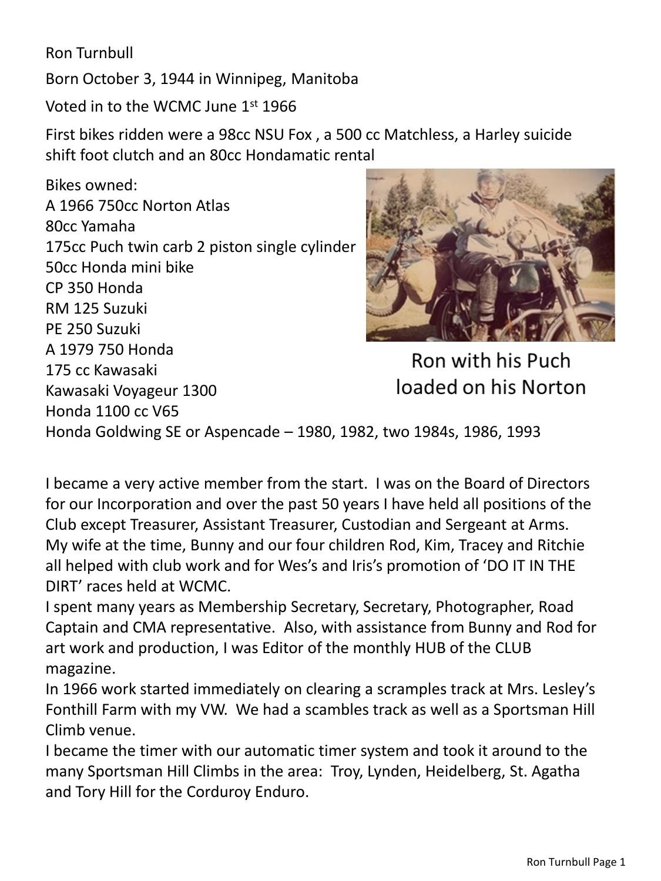Ron Turnbull

Born October 3, 1944 in Winnipeg, Manitoba

Voted in to the WCMC June 1st 1966

First bikes ridden were a 98cc NSU Fox , a 500 cc Matchless, a Harley suicide shift foot clutch and an 80cc Hondamatic rental

Bikes owned:
A 1966 750cc Norton Atlas
80cc Yamaha
175cc Puch twin carb 2 piston single cylinder
50cc Honda mini bike
CP 350 Honda
RM 125 Suzuki
PE 250 Suzuki
A 1979 750 Honda
175 cc Kawasaki
Kawasaki Voyageur 1300
Honda 1100 cc V65
Honda Goldwing SE or Aspencade – 1980, 1982, two 1984s, 1986, 1993

Ron with his Puch loaded on his Norton

I became a very active member from the start. I was on the Board of Directors for our Incorporation and over the past 50 years I have held all positions of the Club except Treasurer, Assistant Treasurer, Custodian and Sergeant at Arms. My wife at the time, Bunny and our four children Rod, Kim, Tracey and Ritchie all helped with club work and for Wes's and Iris's promotion of 'DO IT IN THE DIRT' races held at WCMC.

I spent many years as Membership Secretary, Secretary, Photographer, Road Captain and CMA representative. Also, with assistance from Bunny and Rod for art work and production, I was Editor of the monthly HUB of the CLUB magazine.

In 1966 work started immediately on clearing a scramples track at Mrs. Lesley's Fonthill Farm with my VW. We had a scambles track as well as a Sportsman Hill Climb venue.

I became the timer with our automatic timer system and took it around to the many Sportsman Hill Climbs in the area: Troy, Lynden, Heidelberg, St. Agatha and Tory Hill for the Corduroy Enduro.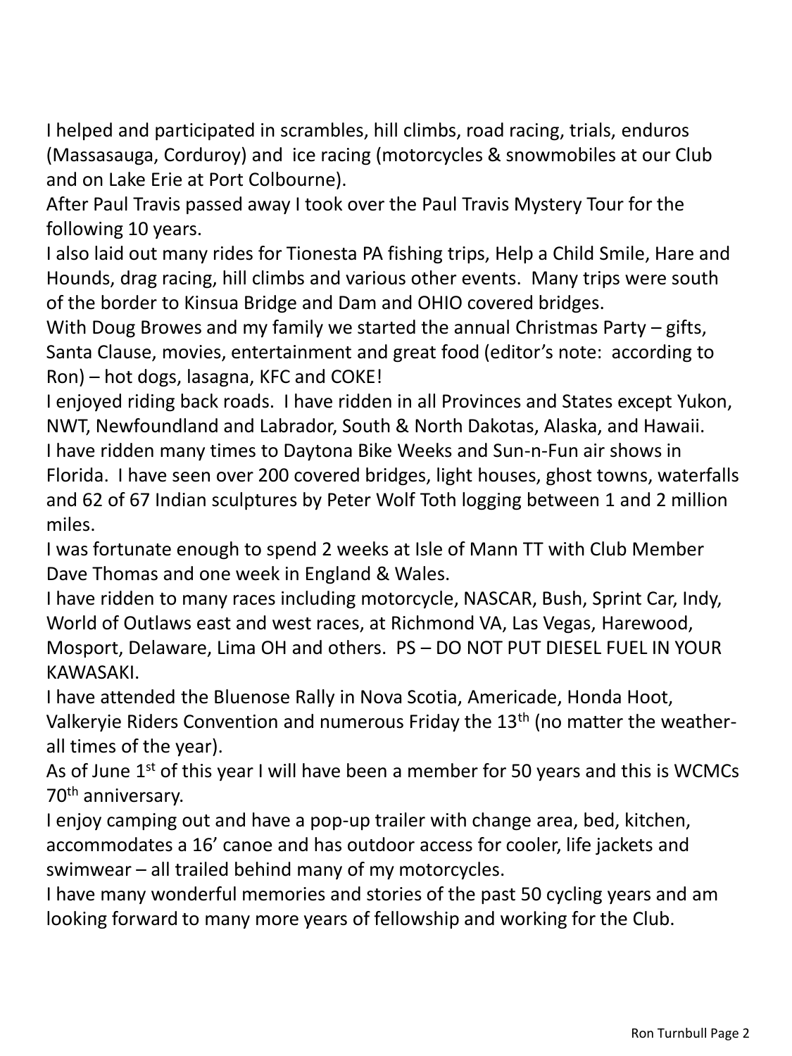I helped and participated in scrambles, hill climbs, road racing, trials, enduros (Massasauga, Corduroy) and ice racing (motorcycles & snowmobiles at our Club and on Lake Erie at Port Colbourne).

After Paul Travis passed away I took over the Paul Travis Mystery Tour for the following 10 years.

I also laid out many rides for Tionesta PA fishing trips, Help a Child Smile, Hare and Hounds, drag racing, hill climbs and various other events. Many trips were south of the border to Kinsua Bridge and Dam and OHIO covered bridges.

With Doug Browes and my family we started the annual Christmas Party – gifts, Santa Clause, movies, entertainment and great food (editor's note: according to Ron) – hot dogs, lasagna, KFC and COKE!

I enjoyed riding back roads. I have ridden in all Provinces and States except Yukon, NWT, Newfoundland and Labrador, South & North Dakotas, Alaska, and Hawaii.

I have ridden many times to Daytona Bike Weeks and Sun-n-Fun air shows in Florida. I have seen over 200 covered bridges, light houses, ghost towns, waterfalls and 62 of 67 Indian sculptures by Peter Wolf Toth logging between 1 and 2 million miles.

I was fortunate enough to spend 2 weeks at Isle of Mann TT with Club Member Dave Thomas and one week in England & Wales.

I have ridden to many races including motorcycle, NASCAR, Bush, Sprint Car, Indy, World of Outlaws east and west races, at Richmond VA, Las Vegas, Harewood, Mosport, Delaware, Lima OH and others. PS – DO NOT PUT DIESEL FUEL IN YOUR KAWASAKI.

I have attended the Bluenose Rally in Nova Scotia, Americade, Honda Hoot, Valkeryie Riders Convention and numerous Friday the 13th (no matter the weather- all times of the year).

As of June 1st of this year I will have been a member for 50 years and this is WCMCs 70th anniversary.

I enjoy camping out and have a pop-up trailer with change area, bed, kitchen, accommodates a 16' canoe and has outdoor access for cooler, life jackets and swimwear – all trailed behind many of my motorcycles.

I have many wonderful memories and stories of the past 50 cycling years and am looking forward to many more years of fellowship and working for the Club.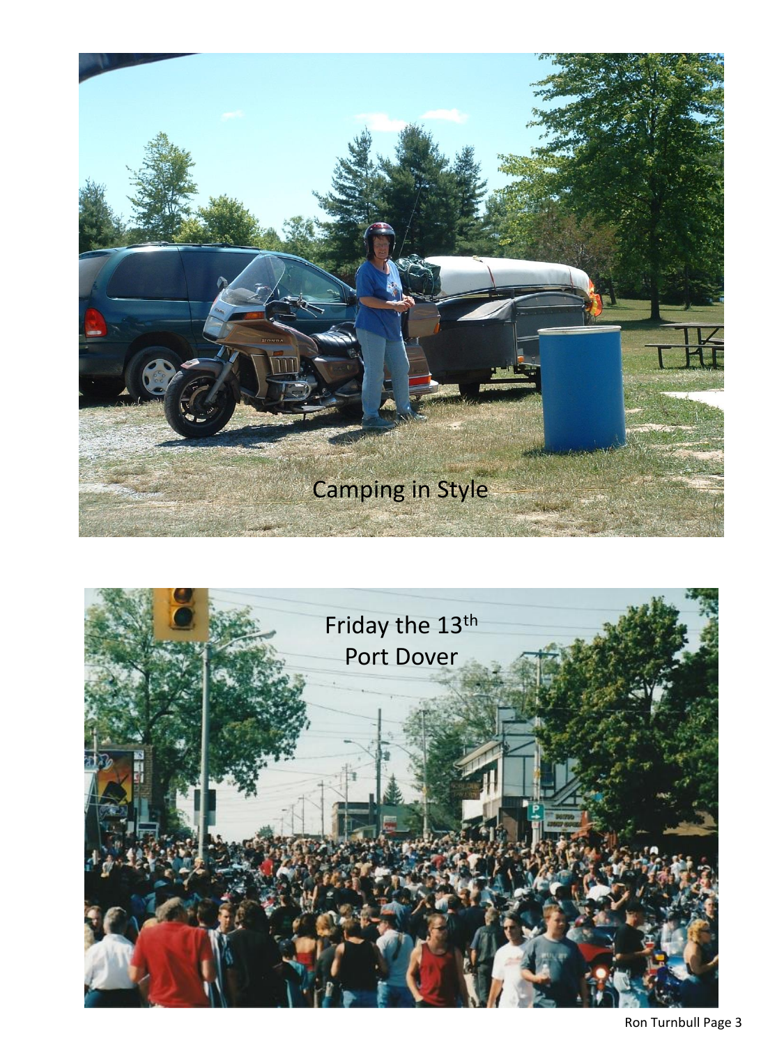Camping in Style

Friday the 13th
Port Dover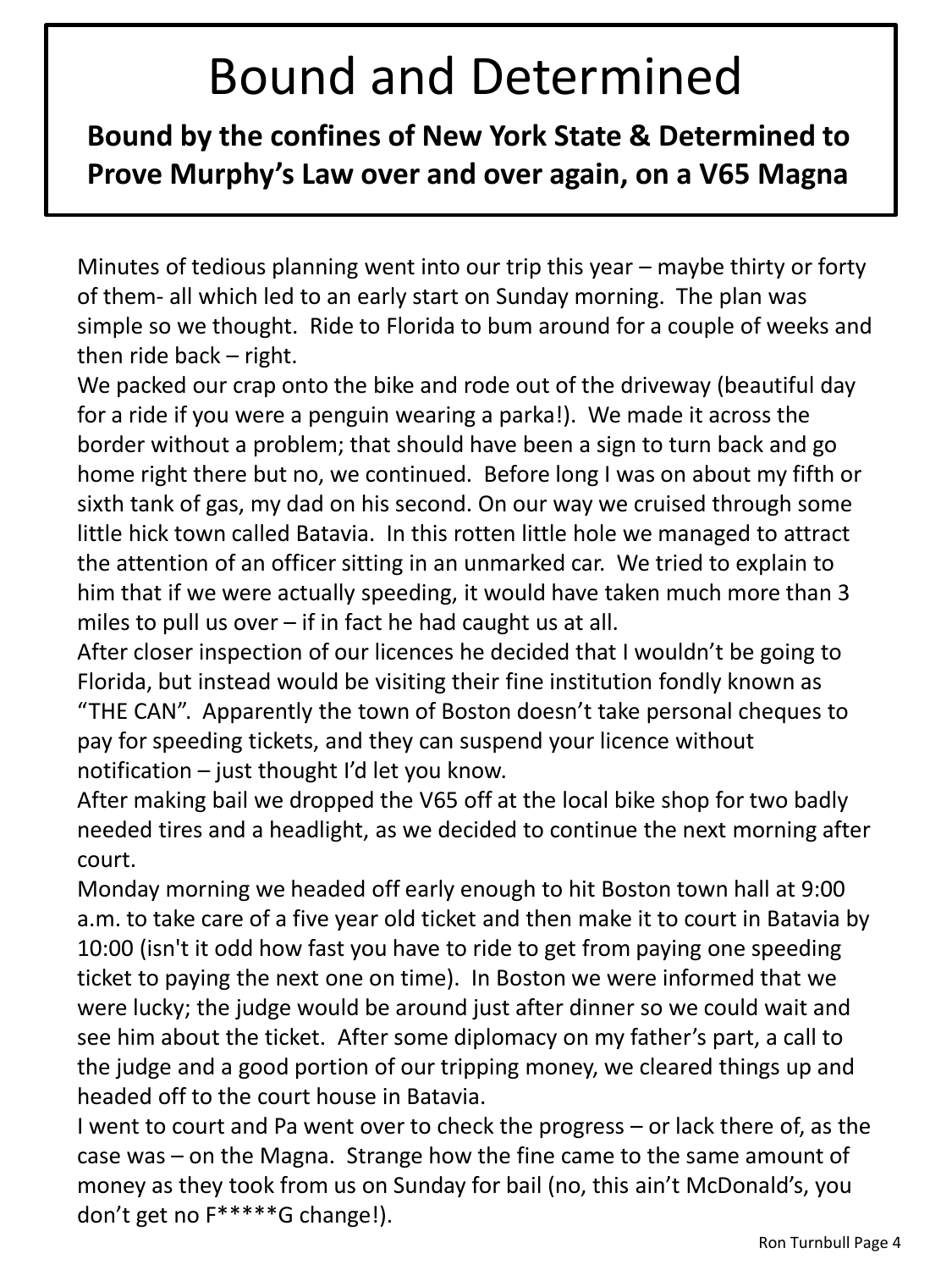# Bound and Determined

**Bound by the confines of New York State & Determined to Prove Murphy's Law over and over again, on a V65 Magna**

Minutes of tedious planning went into our trip this year – maybe thirty or forty of them- all which led to an early start on Sunday morning. The plan was simple so we thought. Ride to Florida to bum around for a couple of weeks and then ride back – right.

We packed our crap onto the bike and rode out of the driveway (beautiful day for a ride if you were a penguin wearing a parka!). We made it across the border without a problem; that should have been a sign to turn back and go home right there but no, we continued. Before long I was on about my fifth or sixth tank of gas, my dad on his second. On our way we cruised through some little hick town called Batavia. In this rotten little hole we managed to attract the attention of an officer sitting in an unmarked car. We tried to explain to him that if we were actually speeding, it would have taken much more than 3 miles to pull us over – if in fact he had caught us at all.

After closer inspection of our licences he decided that I wouldn't be going to Florida, but instead would be visiting their fine institution fondly known as "THE CAN". Apparently the town of Boston doesn't take personal cheques to pay for speeding tickets, and they can suspend your licence without notification – just thought I'd let you know.

After making bail we dropped the V65 off at the local bike shop for two badly needed tires and a headlight, as we decided to continue the next morning after court.

Monday morning we headed off early enough to hit Boston town hall at 9:00 a.m. to take care of a five year old ticket and then make it to court in Batavia by 10:00 (isn't it odd how fast you have to ride to get from paying one speeding ticket to paying the next one on time). In Boston we were informed that we were lucky; the judge would be around just after dinner so we could wait and see him about the ticket. After some diplomacy on my father's part, a call to the judge and a good portion of our tripping money, we cleared things up and headed off to the court house in Batavia.

I went to court and Pa went over to check the progress – or lack there of, as the case was – on the Magna. Strange how the fine came to the same amount of money as they took from us on Sunday for bail (no, this ain't McDonald's, you don't get no F*****G change!).

Ron Turnbull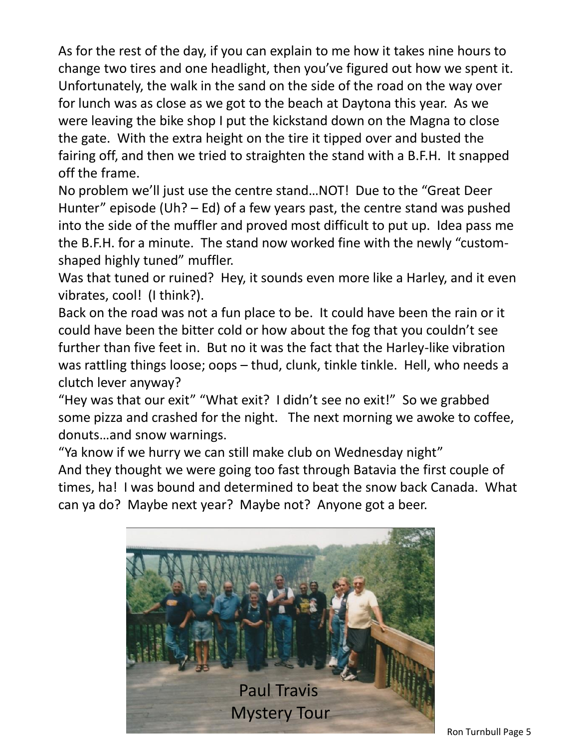As for the rest of the day, if you can explain to me how it takes nine hours to change two tires and one headlight, then you've figured out how we spent it. Unfortunately, the walk in the sand on the side of the road on the way over for lunch was as close as we got to the beach at Daytona this year. As we were leaving the bike shop I put the kickstand down on the Magna to close the gate. With the extra height on the tire it tipped over and busted the fairing off, and then we tried to straighten the stand with a B.F.H. It snapped off the frame.

No problem we'll just use the centre stand…NOT! Due to the "Great Deer Hunter" episode (Uh? – Ed) of a few years past, the centre stand was pushed into the side of the muffler and proved most difficult to put up. Idea pass me the B.F.H. for a minute. The stand now worked fine with the newly "custom-shaped highly tuned" muffler.

Was that tuned or ruined? Hey, it sounds even more like a Harley, and it even vibrates, cool! (I think?).

Back on the road was not a fun place to be. It could have been the rain or it could have been the bitter cold or how about the fog that you couldn't see further than five feet in. But no it was the fact that the Harley-like vibration was rattling things loose; oops – thud, clunk, tinkle tinkle. Hell, who needs a clutch lever anyway?

"Hey was that our exit" "What exit? I didn't see no exit!" So we grabbed some pizza and crashed for the night. The next morning we awoke to coffee, donuts…and snow warnings.

"Ya know if we hurry we can still make club on Wednesday night"

And they thought we were going too fast through Batavia the first couple of times, ha! I was bound and determined to beat the snow back Canada. What can ya do? Maybe next year? Maybe not? Anyone got a beer.

Paul Travis
Mystery Tour

Ron Turnbull